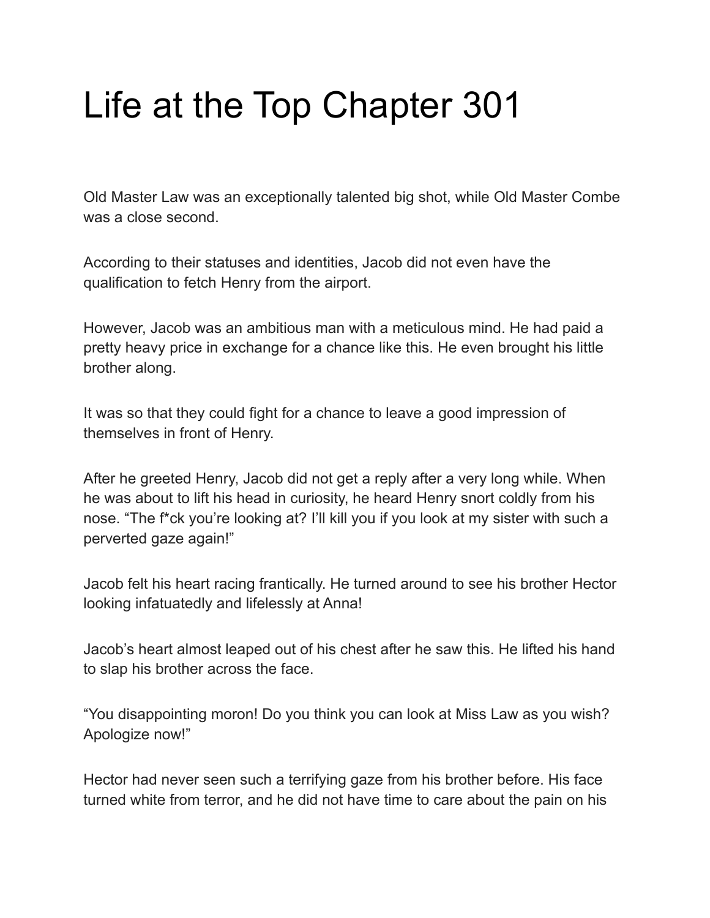# Life at the Top Chapter 301

Old Master Law was an exceptionally talented big shot, while Old Master Combe was a close second.

According to their statuses and identities, Jacob did not even have the qualification to fetch Henry from the airport.

However, Jacob was an ambitious man with a meticulous mind. He had paid a pretty heavy price in exchange for a chance like this. He even brought his little brother along.

It was so that they could fight for a chance to leave a good impression of themselves in front of Henry.

After he greeted Henry, Jacob did not get a reply after a very long while. When he was about to lift his head in curiosity, he heard Henry snort coldly from his nose. "The f*ck you're looking at? I'll kill you if you look at my sister with such a perverted gaze again!"

Jacob felt his heart racing frantically. He turned around to see his brother Hector looking infatuatedly and lifelessly at Anna!

Jacob's heart almost leaped out of his chest after he saw this. He lifted his hand to slap his brother across the face.

"You disappointing moron! Do you think you can look at Miss Law as you wish? Apologize now!"

Hector had never seen such a terrifying gaze from his brother before. His face turned white from terror, and he did not have time to care about the pain on his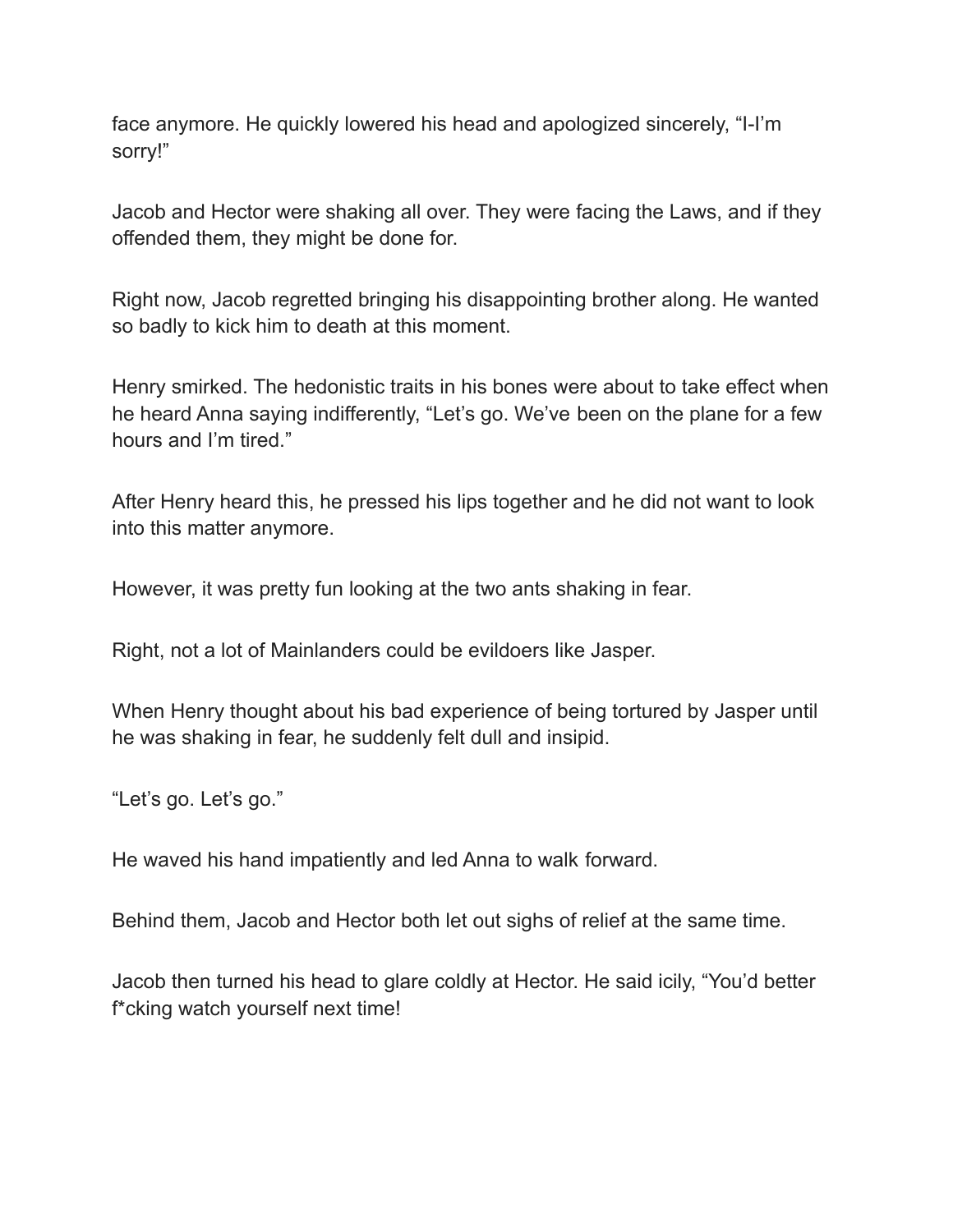face anymore. He quickly lowered his head and apologized sincerely, "I-I'm sorry!"

Jacob and Hector were shaking all over. They were facing the Laws, and if they offended them, they might be done for.

Right now, Jacob regretted bringing his disappointing brother along. He wanted so badly to kick him to death at this moment.

Henry smirked. The hedonistic traits in his bones were about to take effect when he heard Anna saying indifferently, "Let's go. We've been on the plane for a few hours and I'm tired."

After Henry heard this, he pressed his lips together and he did not want to look into this matter anymore.

However, it was pretty fun looking at the two ants shaking in fear.

Right, not a lot of Mainlanders could be evildoers like Jasper.

When Henry thought about his bad experience of being tortured by Jasper until he was shaking in fear, he suddenly felt dull and insipid.

"Let's go. Let's go."

He waved his hand impatiently and led Anna to walk forward.

Behind them, Jacob and Hector both let out sighs of relief at the same time.

Jacob then turned his head to glare coldly at Hector. He said icily, "You'd better f*cking watch yourself next time!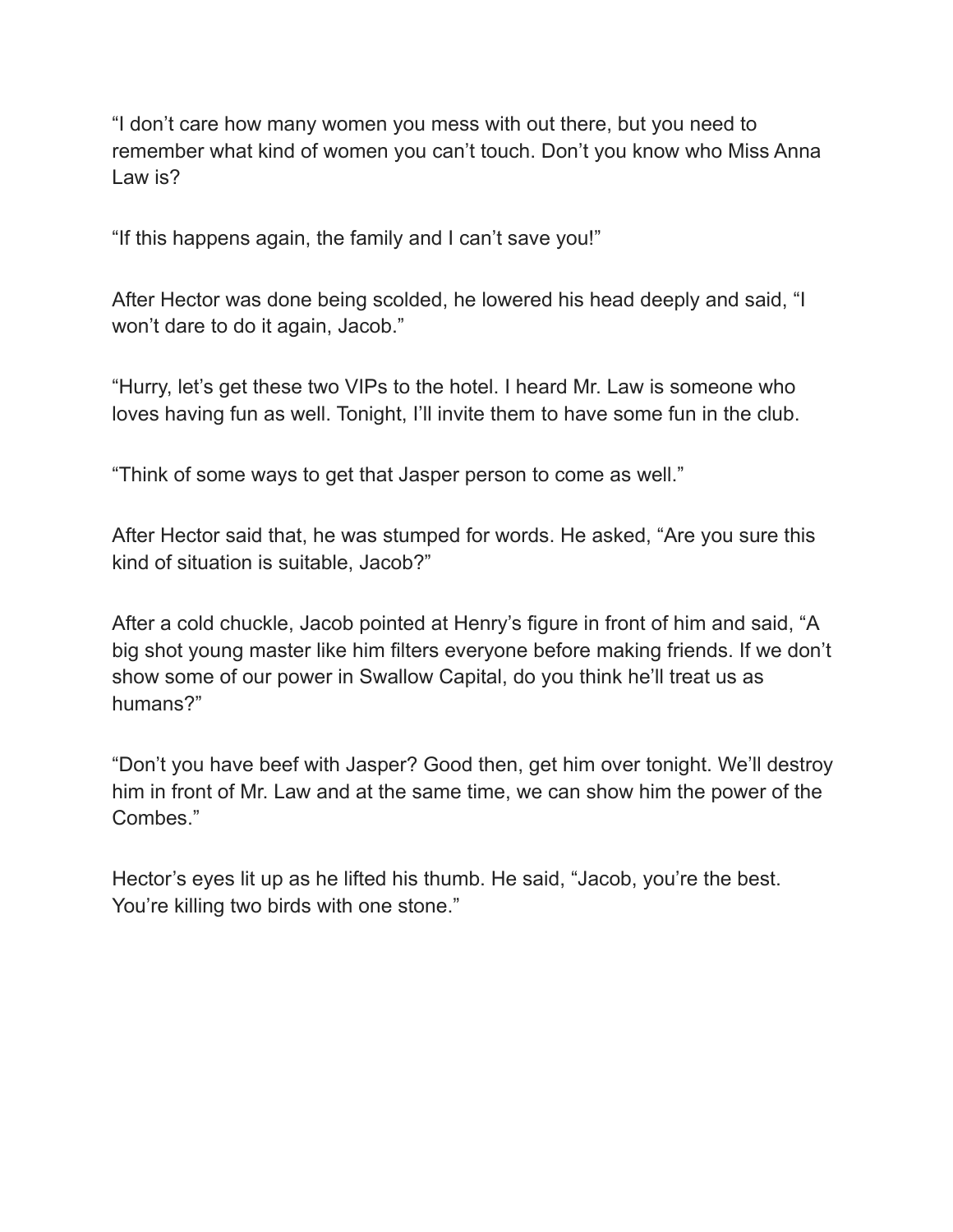“I don’t care how many women you mess with out there, but you need to remember what kind of women you can’t touch. Don’t you know who Miss Anna Law is?

“If this happens again, the family and I can’t save you!”

After Hector was done being scolded, he lowered his head deeply and said, “I won’t dare to do it again, Jacob.”

“Hurry, let’s get these two VIPs to the hotel. I heard Mr. Law is someone who loves having fun as well. Tonight, I’ll invite them to have some fun in the club.

“Think of some ways to get that Jasper person to come as well.”

After Hector said that, he was stumped for words. He asked, “Are you sure this kind of situation is suitable, Jacob?”

After a cold chuckle, Jacob pointed at Henry’s figure in front of him and said, “A big shot young master like him filters everyone before making friends. If we don’t show some of our power in Swallow Capital, do you think he’ll treat us as humans?”

“Don’t you have beef with Jasper? Good then, get him over tonight. We’ll destroy him in front of Mr. Law and at the same time, we can show him the power of the Combes.”

Hector’s eyes lit up as he lifted his thumb. He said, “Jacob, you’re the best. You’re killing two birds with one stone.”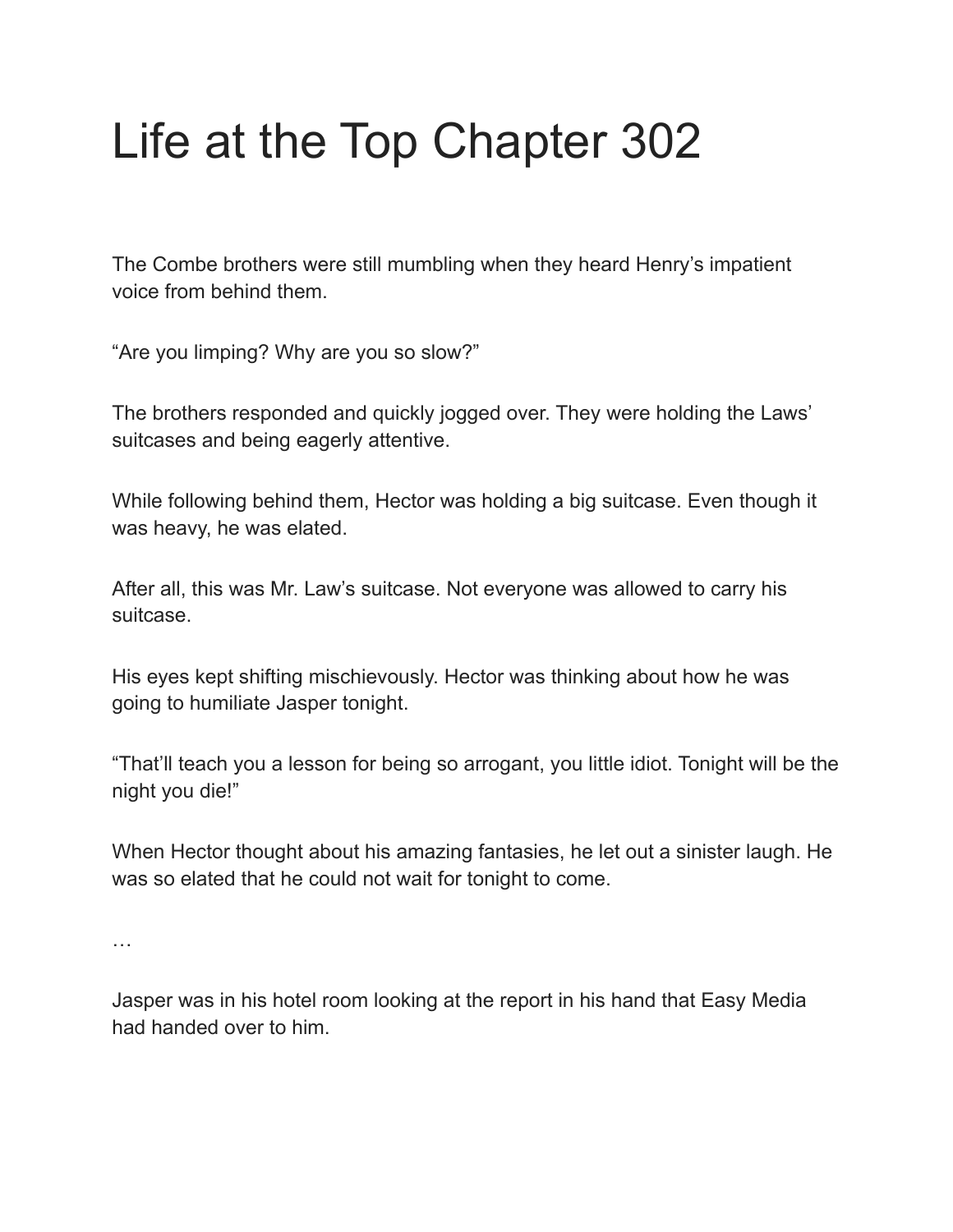# Life at the Top Chapter 302

The Combe brothers were still mumbling when they heard Henry's impatient voice from behind them.

"Are you limping? Why are you so slow?"

The brothers responded and quickly jogged over. They were holding the Laws' suitcases and being eagerly attentive.

While following behind them, Hector was holding a big suitcase. Even though it was heavy, he was elated.

After all, this was Mr. Law's suitcase. Not everyone was allowed to carry his suitcase.

His eyes kept shifting mischievously. Hector was thinking about how he was going to humiliate Jasper tonight.

"That'll teach you a lesson for being so arrogant, you little idiot. Tonight will be the night you die!"

When Hector thought about his amazing fantasies, he let out a sinister laugh. He was so elated that he could not wait for tonight to come.

…

Jasper was in his hotel room looking at the report in his hand that Easy Media had handed over to him.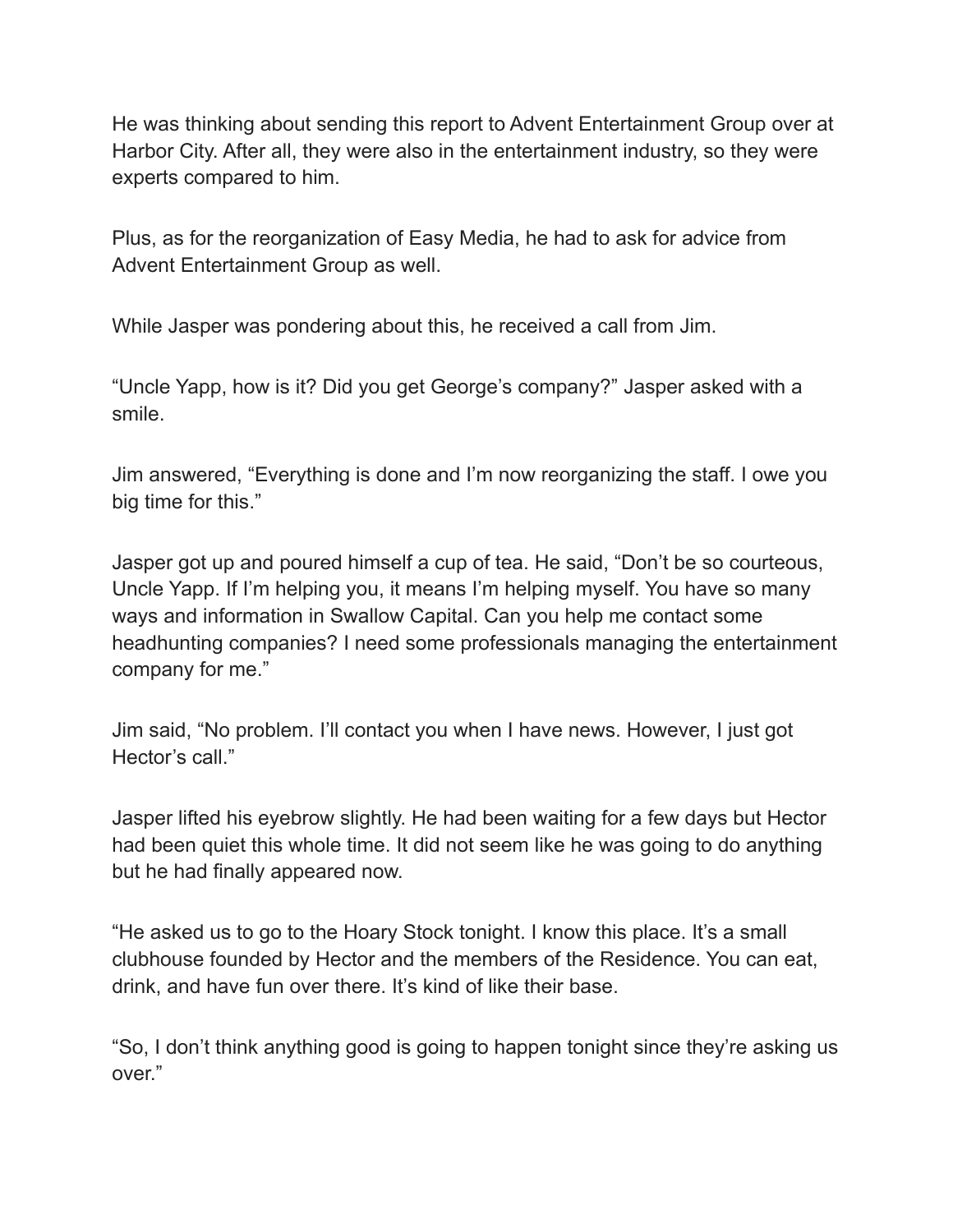He was thinking about sending this report to Advent Entertainment Group over at Harbor City. After all, they were also in the entertainment industry, so they were experts compared to him.

Plus, as for the reorganization of Easy Media, he had to ask for advice from Advent Entertainment Group as well.

While Jasper was pondering about this, he received a call from Jim.

“Uncle Yapp, how is it? Did you get George’s company?” Jasper asked with a smile.

Jim answered, “Everything is done and I’m now reorganizing the staff. I owe you big time for this.”

Jasper got up and poured himself a cup of tea. He said, “Don’t be so courteous, Uncle Yapp. If I’m helping you, it means I’m helping myself. You have so many ways and information in Swallow Capital. Can you help me contact some headhunting companies? I need some professionals managing the entertainment company for me.”

Jim said, “No problem. I’ll contact you when I have news. However, I just got Hector’s call.”

Jasper lifted his eyebrow slightly. He had been waiting for a few days but Hector had been quiet this whole time. It did not seem like he was going to do anything but he had finally appeared now.

“He asked us to go to the Hoary Stock tonight. I know this place. It’s a small clubhouse founded by Hector and the members of the Residence. You can eat, drink, and have fun over there. It’s kind of like their base.

“So, I don’t think anything good is going to happen tonight since they’re asking us over.”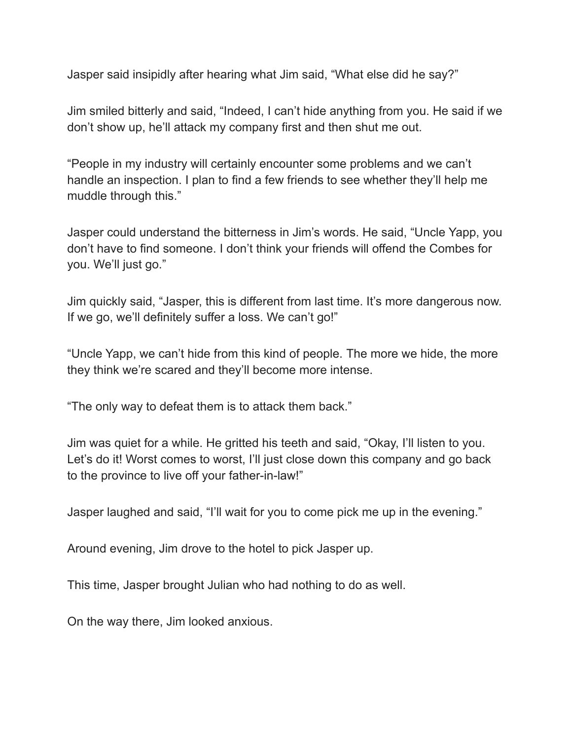Jasper said insipidly after hearing what Jim said, “What else did he say?”

Jim smiled bitterly and said, “Indeed, I can’t hide anything from you. He said if we don’t show up, he’ll attack my company first and then shut me out.

“People in my industry will certainly encounter some problems and we can’t handle an inspection. I plan to find a few friends to see whether they’ll help me muddle through this.”

Jasper could understand the bitterness in Jim’s words. He said, “Uncle Yapp, you don’t have to find someone. I don’t think your friends will offend the Combes for you. We’ll just go.”

Jim quickly said, “Jasper, this is different from last time. It’s more dangerous now. If we go, we’ll definitely suffer a loss. We can’t go!”

“Uncle Yapp, we can’t hide from this kind of people. The more we hide, the more they think we’re scared and they’ll become more intense.

“The only way to defeat them is to attack them back.”

Jim was quiet for a while. He gritted his teeth and said, “Okay, I’ll listen to you. Let’s do it! Worst comes to worst, I’ll just close down this company and go back to the province to live off your father-in-law!”

Jasper laughed and said, “I’ll wait for you to come pick me up in the evening.”

Around evening, Jim drove to the hotel to pick Jasper up.

This time, Jasper brought Julian who had nothing to do as well.

On the way there, Jim looked anxious.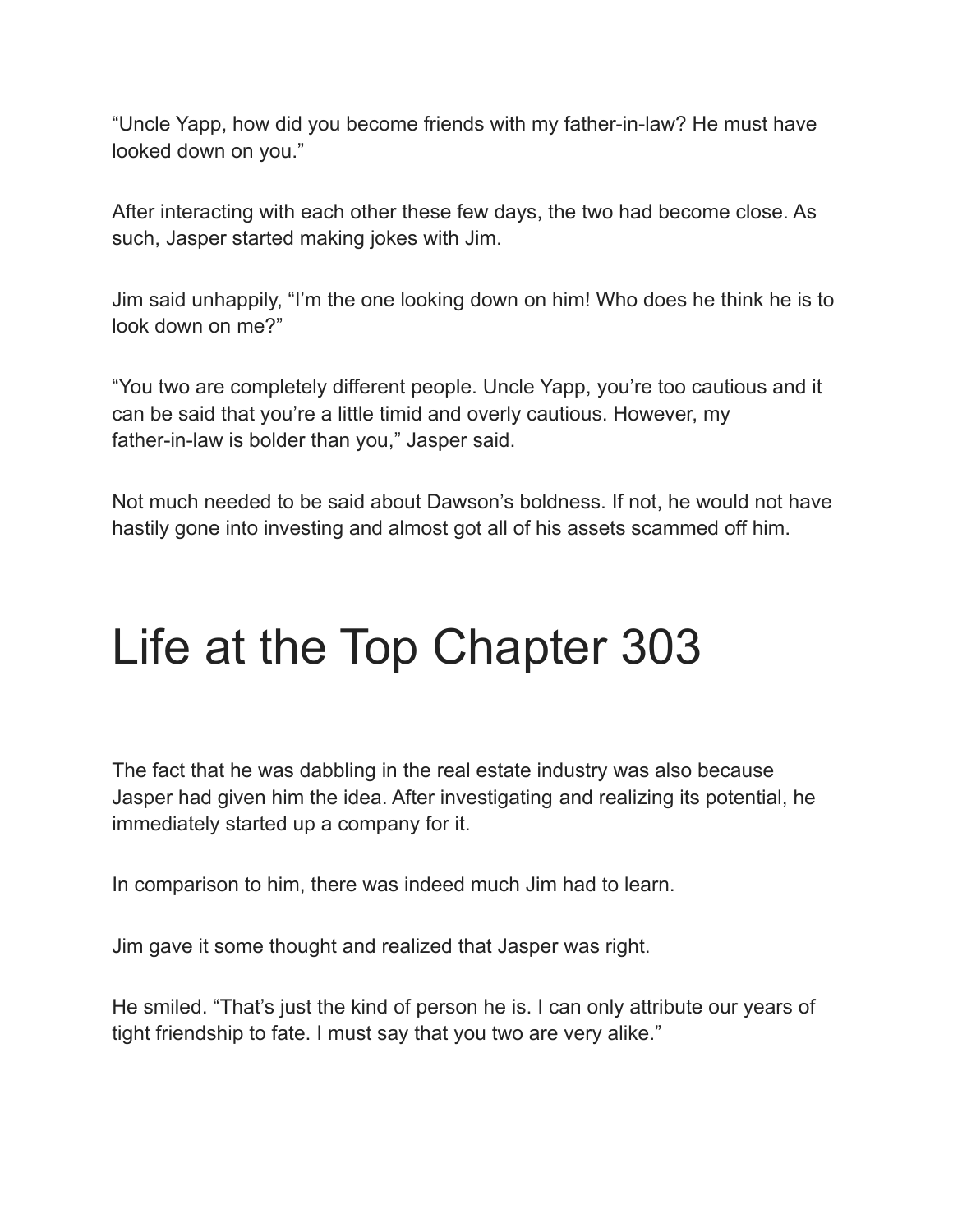"Uncle Yapp, how did you become friends with my father-in-law? He must have looked down on you."

After interacting with each other these few days, the two had become close. As such, Jasper started making jokes with Jim.

Jim said unhappily, "I'm the one looking down on him! Who does he think he is to look down on me?"

"You two are completely different people. Uncle Yapp, you're too cautious and it can be said that you're a little timid and overly cautious. However, my father-in-law is bolder than you," Jasper said.

Not much needed to be said about Dawson's boldness. If not, he would not have hastily gone into investing and almost got all of his assets scammed off him.

# Life at the Top Chapter 303

The fact that he was dabbling in the real estate industry was also because Jasper had given him the idea. After investigating and realizing its potential, he immediately started up a company for it.

In comparison to him, there was indeed much Jim had to learn.

Jim gave it some thought and realized that Jasper was right.

He smiled. "That's just the kind of person he is. I can only attribute our years of tight friendship to fate. I must say that you two are very alike."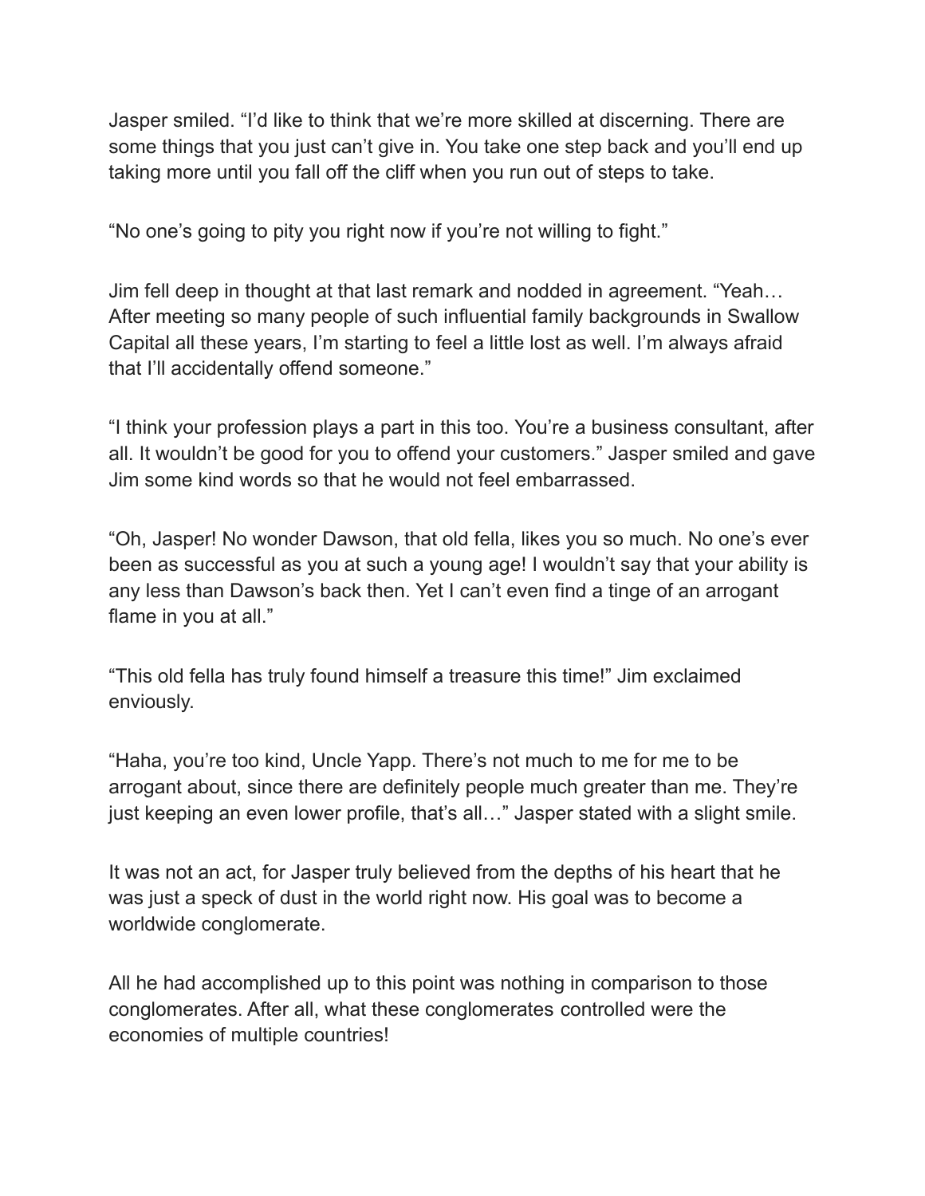Jasper smiled. "I'd like to think that we're more skilled at discerning. There are some things that you just can't give in. You take one step back and you'll end up taking more until you fall off the cliff when you run out of steps to take.

"No one's going to pity you right now if you're not willing to fight."

Jim fell deep in thought at that last remark and nodded in agreement. "Yeah… After meeting so many people of such influential family backgrounds in Swallow Capital all these years, I'm starting to feel a little lost as well. I'm always afraid that I'll accidentally offend someone."

"I think your profession plays a part in this too. You're a business consultant, after all. It wouldn't be good for you to offend your customers." Jasper smiled and gave Jim some kind words so that he would not feel embarrassed.

"Oh, Jasper! No wonder Dawson, that old fella, likes you so much. No one's ever been as successful as you at such a young age! I wouldn't say that your ability is any less than Dawson's back then. Yet I can't even find a tinge of an arrogant flame in you at all."

"This old fella has truly found himself a treasure this time!" Jim exclaimed enviously.

"Haha, you're too kind, Uncle Yapp. There's not much to me for me to be arrogant about, since there are definitely people much greater than me. They're just keeping an even lower profile, that's all…" Jasper stated with a slight smile.

It was not an act, for Jasper truly believed from the depths of his heart that he was just a speck of dust in the world right now. His goal was to become a worldwide conglomerate.

All he had accomplished up to this point was nothing in comparison to those conglomerates. After all, what these conglomerates controlled were the economies of multiple countries!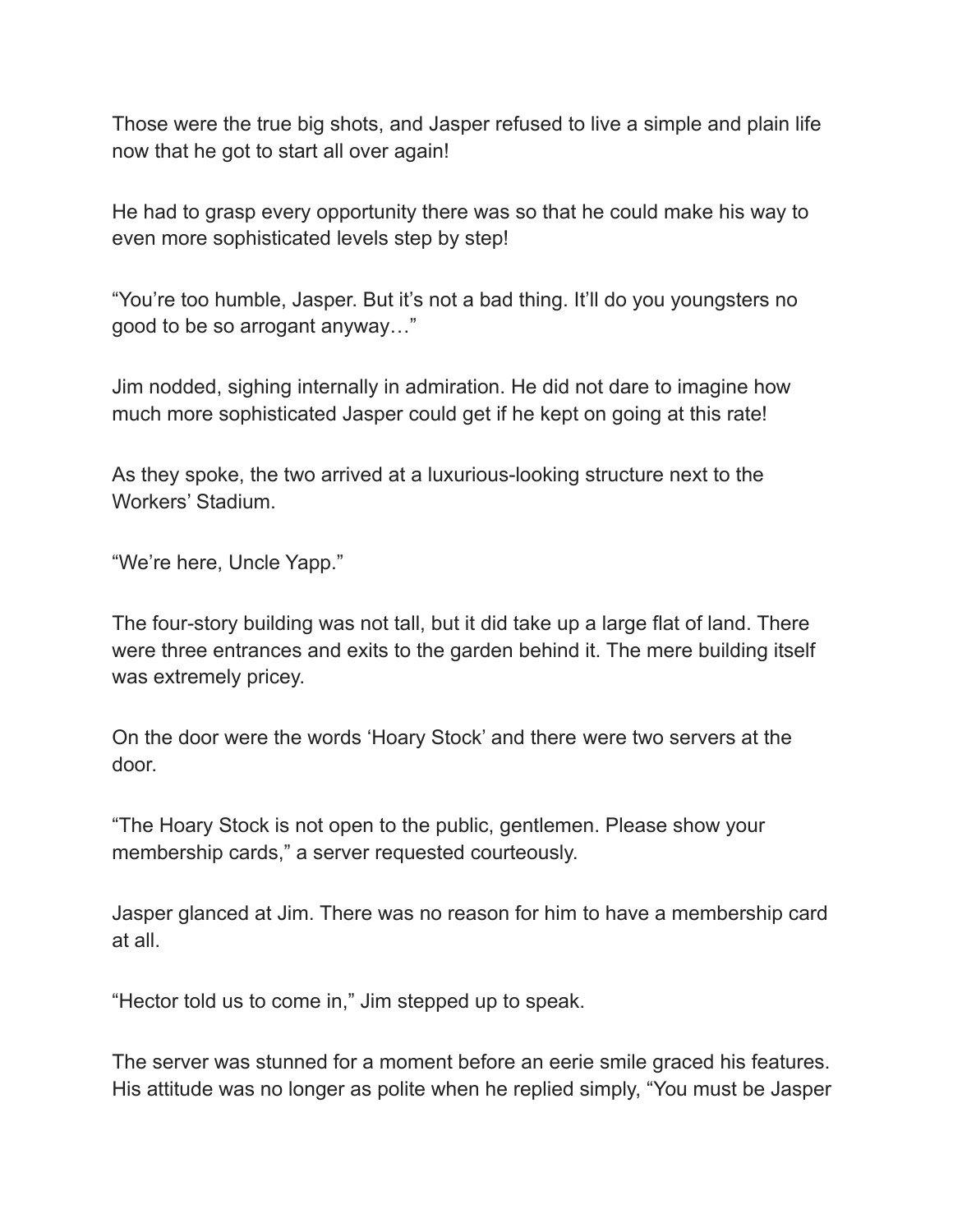Those were the true big shots, and Jasper refused to live a simple and plain life now that he got to start all over again!

He had to grasp every opportunity there was so that he could make his way to even more sophisticated levels step by step!

"You're too humble, Jasper. But it's not a bad thing. It'll do you youngsters no good to be so arrogant anyway…"

Jim nodded, sighing internally in admiration. He did not dare to imagine how much more sophisticated Jasper could get if he kept on going at this rate!

As they spoke, the two arrived at a luxurious-looking structure next to the Workers' Stadium.

"We're here, Uncle Yapp."

The four-story building was not tall, but it did take up a large flat of land. There were three entrances and exits to the garden behind it. The mere building itself was extremely pricey.

On the door were the words 'Hoary Stock' and there were two servers at the door.

"The Hoary Stock is not open to the public, gentlemen. Please show your membership cards," a server requested courteously.

Jasper glanced at Jim. There was no reason for him to have a membership card at all.

"Hector told us to come in," Jim stepped up to speak.

The server was stunned for a moment before an eerie smile graced his features. His attitude was no longer as polite when he replied simply, "You must be Jasper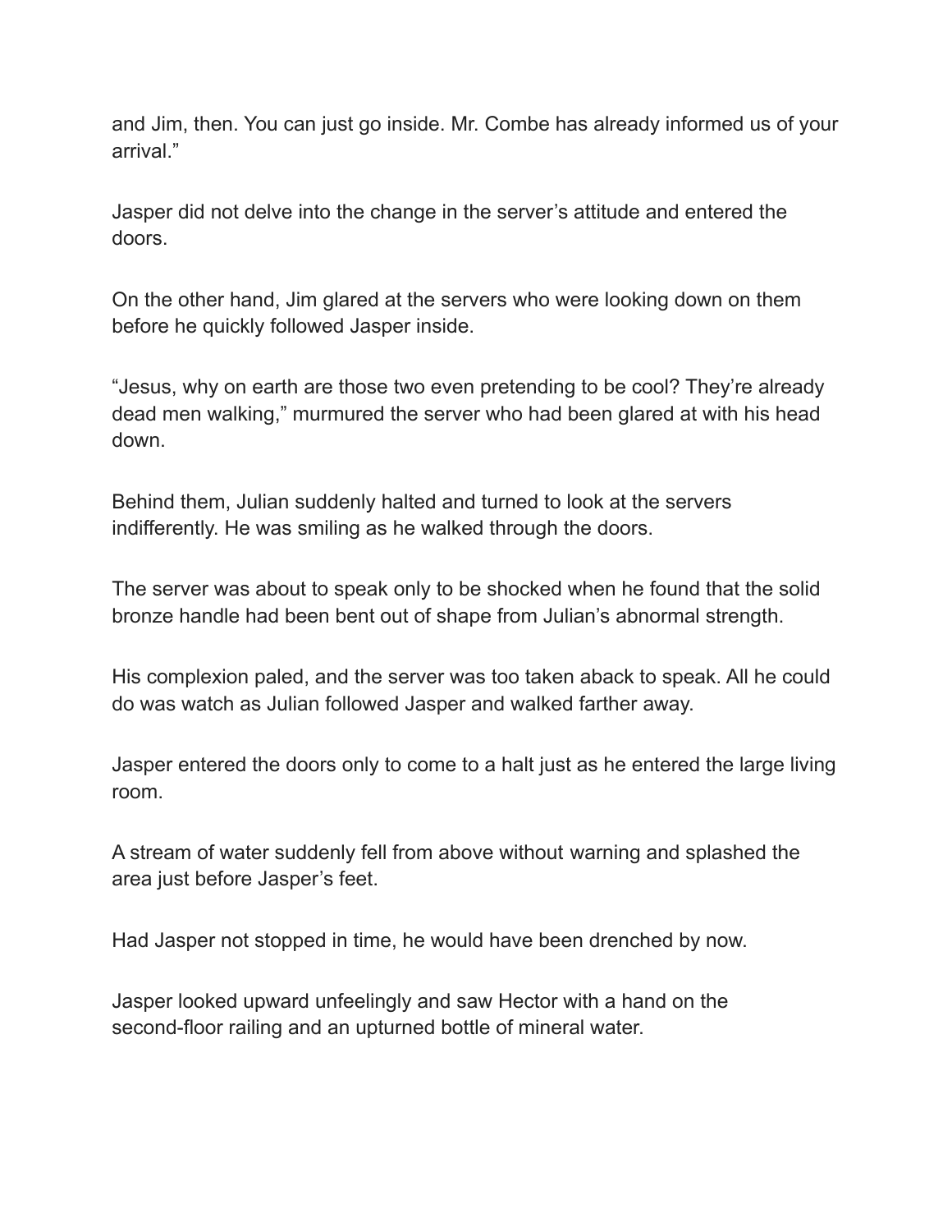and Jim, then. You can just go inside. Mr. Combe has already informed us of your arrival."

Jasper did not delve into the change in the server's attitude and entered the doors.

On the other hand, Jim glared at the servers who were looking down on them before he quickly followed Jasper inside.

"Jesus, why on earth are those two even pretending to be cool? They're already dead men walking," murmured the server who had been glared at with his head down.

Behind them, Julian suddenly halted and turned to look at the servers indifferently. He was smiling as he walked through the doors.

The server was about to speak only to be shocked when he found that the solid bronze handle had been bent out of shape from Julian's abnormal strength.

His complexion paled, and the server was too taken aback to speak. All he could do was watch as Julian followed Jasper and walked farther away.

Jasper entered the doors only to come to a halt just as he entered the large living room.

A stream of water suddenly fell from above without warning and splashed the area just before Jasper's feet.

Had Jasper not stopped in time, he would have been drenched by now.

Jasper looked upward unfeelingly and saw Hector with a hand on the second-floor railing and an upturned bottle of mineral water.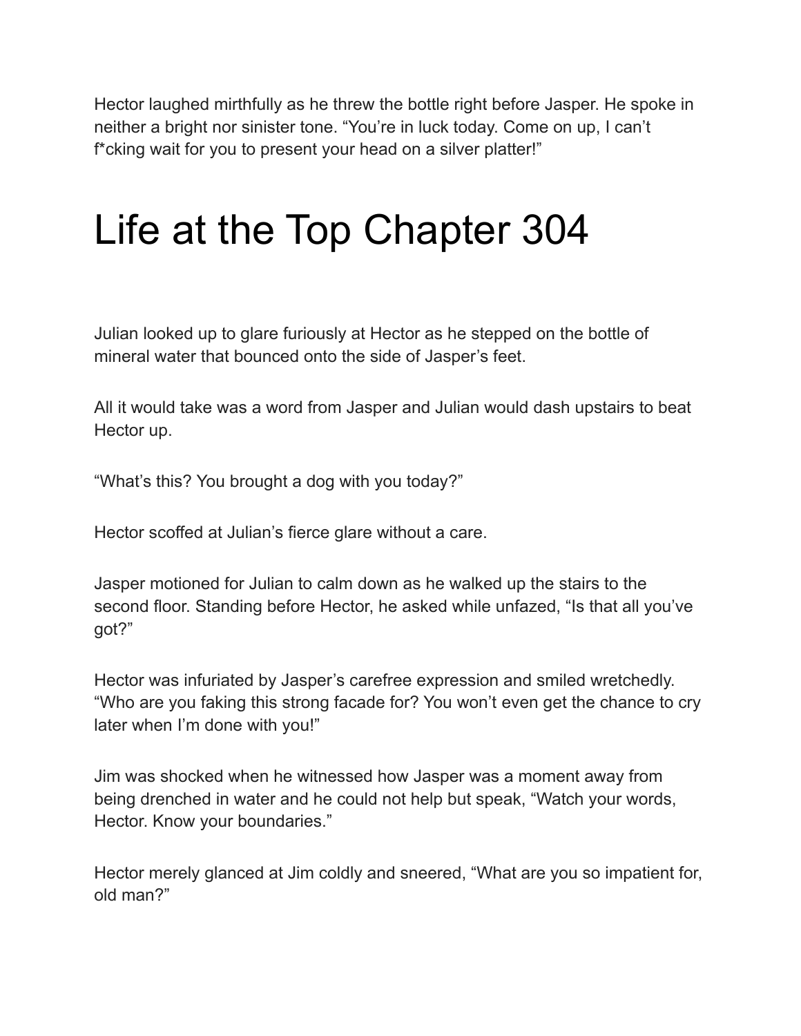Hector laughed mirthfully as he threw the bottle right before Jasper. He spoke in neither a bright nor sinister tone. "You're in luck today. Come on up, I can't f*cking wait for you to present your head on a silver platter!"

# Life at the Top Chapter 304

Julian looked up to glare furiously at Hector as he stepped on the bottle of mineral water that bounced onto the side of Jasper's feet.

All it would take was a word from Jasper and Julian would dash upstairs to beat Hector up.

"What's this? You brought a dog with you today?"

Hector scoffed at Julian's fierce glare without a care.

Jasper motioned for Julian to calm down as he walked up the stairs to the second floor. Standing before Hector, he asked while unfazed, "Is that all you've got?"

Hector was infuriated by Jasper's carefree expression and smiled wretchedly. "Who are you faking this strong facade for? You won't even get the chance to cry later when I'm done with you!"

Jim was shocked when he witnessed how Jasper was a moment away from being drenched in water and he could not help but speak, "Watch your words, Hector. Know your boundaries."

Hector merely glanced at Jim coldly and sneered, "What are you so impatient for, old man?"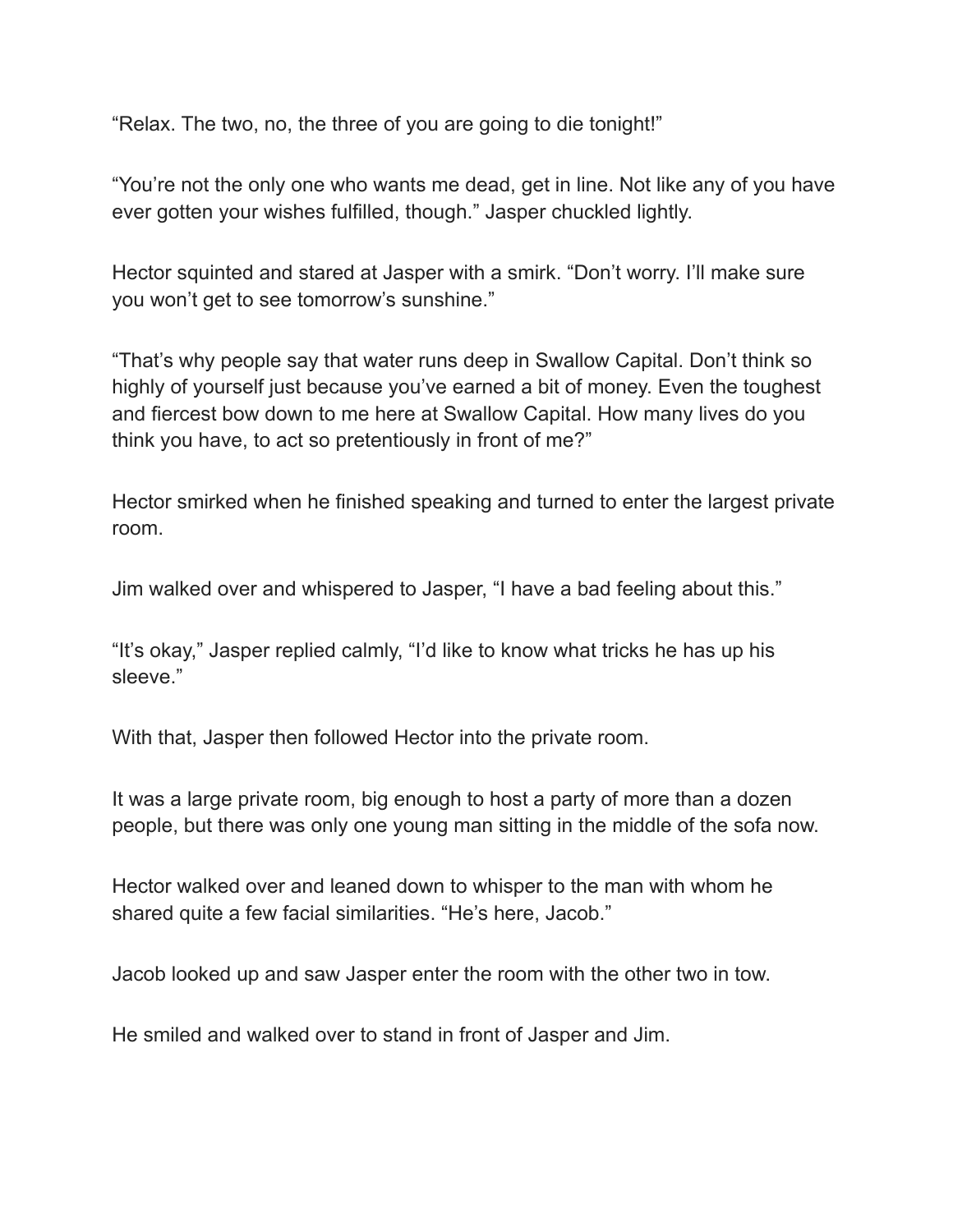“Relax. The two, no, the three of you are going to die tonight!”

“You’re not the only one who wants me dead, get in line. Not like any of you have ever gotten your wishes fulfilled, though.” Jasper chuckled lightly.

Hector squinted and stared at Jasper with a smirk. “Don’t worry. I’ll make sure you won’t get to see tomorrow’s sunshine.”

“That’s why people say that water runs deep in Swallow Capital. Don’t think so highly of yourself just because you’ve earned a bit of money. Even the toughest and fiercest bow down to me here at Swallow Capital. How many lives do you think you have, to act so pretentiously in front of me?”

Hector smirked when he finished speaking and turned to enter the largest private room.

Jim walked over and whispered to Jasper, “I have a bad feeling about this.”

“It’s okay,” Jasper replied calmly, “I’d like to know what tricks he has up his sleeve.”

With that, Jasper then followed Hector into the private room.

It was a large private room, big enough to host a party of more than a dozen people, but there was only one young man sitting in the middle of the sofa now.

Hector walked over and leaned down to whisper to the man with whom he shared quite a few facial similarities. “He’s here, Jacob.”

Jacob looked up and saw Jasper enter the room with the other two in tow.

He smiled and walked over to stand in front of Jasper and Jim.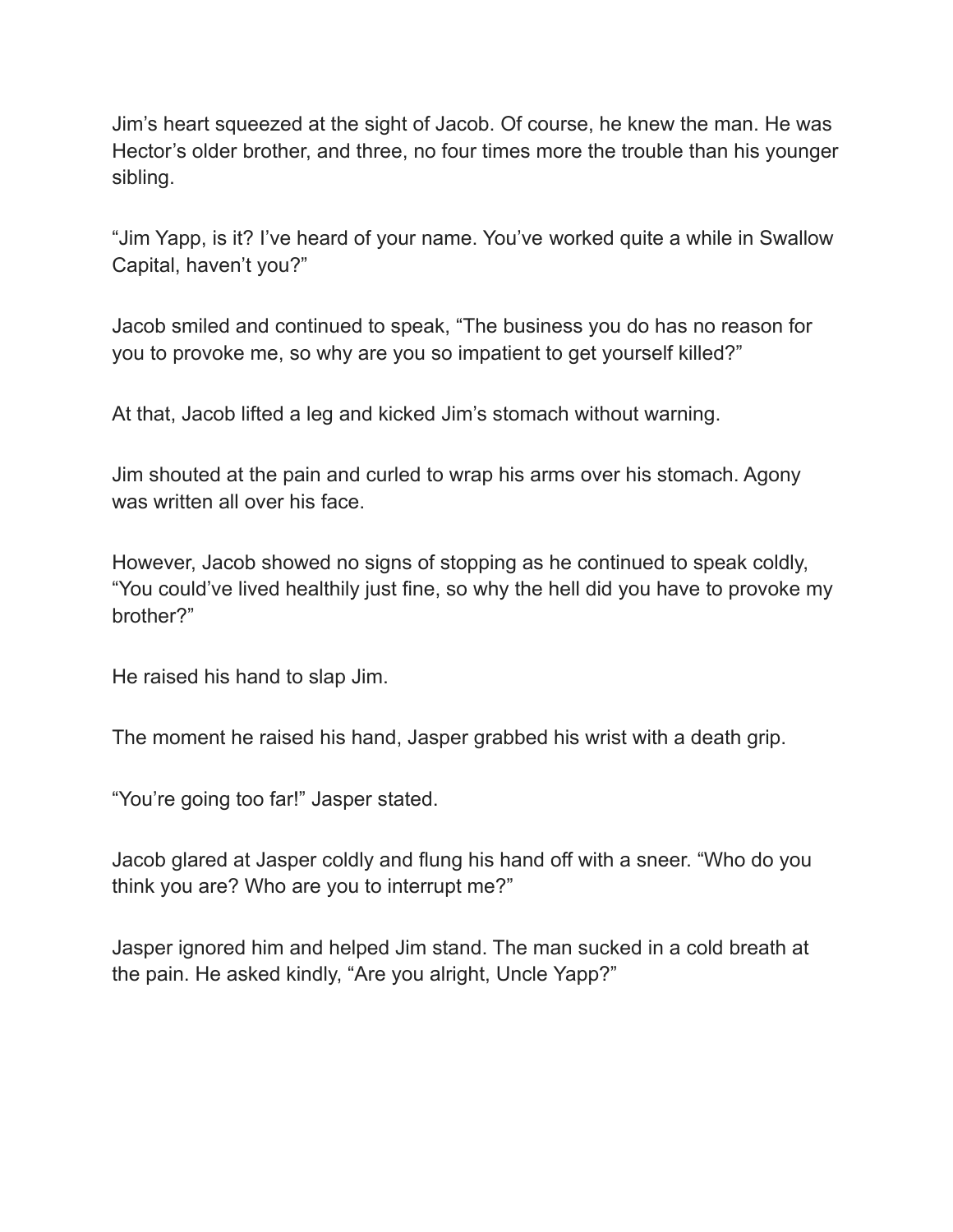Jim's heart squeezed at the sight of Jacob. Of course, he knew the man. He was Hector's older brother, and three, no four times more the trouble than his younger sibling.

"Jim Yapp, is it? I've heard of your name. You've worked quite a while in Swallow Capital, haven't you?"

Jacob smiled and continued to speak, "The business you do has no reason for you to provoke me, so why are you so impatient to get yourself killed?"

At that, Jacob lifted a leg and kicked Jim's stomach without warning.

Jim shouted at the pain and curled to wrap his arms over his stomach. Agony was written all over his face.

However, Jacob showed no signs of stopping as he continued to speak coldly, "You could've lived healthily just fine, so why the hell did you have to provoke my brother?"

He raised his hand to slap Jim.

The moment he raised his hand, Jasper grabbed his wrist with a death grip.

"You're going too far!" Jasper stated.

Jacob glared at Jasper coldly and flung his hand off with a sneer. "Who do you think you are? Who are you to interrupt me?"

Jasper ignored him and helped Jim stand. The man sucked in a cold breath at the pain. He asked kindly, "Are you alright, Uncle Yapp?"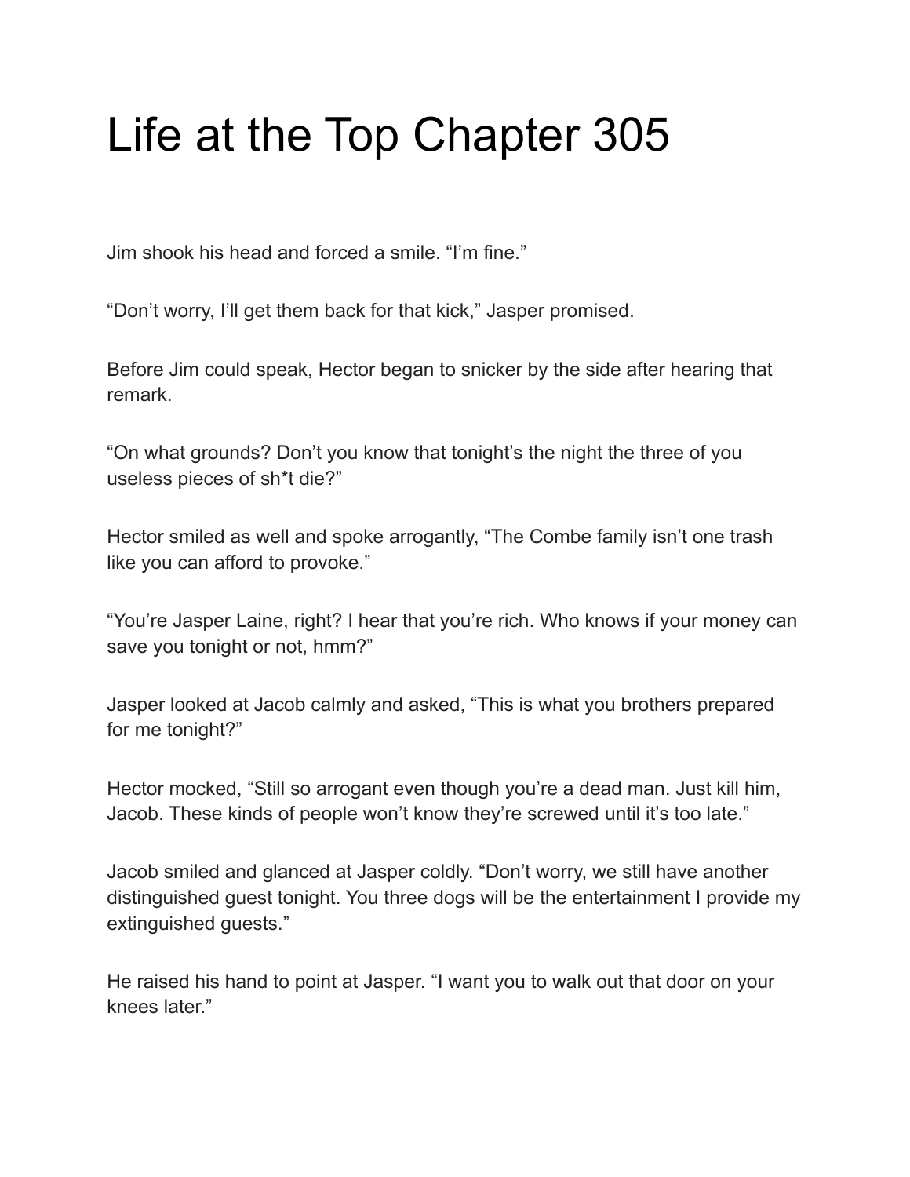# Life at the Top Chapter 305

Jim shook his head and forced a smile. “I’m fine.”

“Don’t worry, I’ll get them back for that kick,” Jasper promised.

Before Jim could speak, Hector began to snicker by the side after hearing that remark.

“On what grounds? Don’t you know that tonight’s the night the three of you useless pieces of sh*t die?”

Hector smiled as well and spoke arrogantly, “The Combe family isn’t one trash like you can afford to provoke.”

“You’re Jasper Laine, right? I hear that you’re rich. Who knows if your money can save you tonight or not, hmm?”

Jasper looked at Jacob calmly and asked, “This is what you brothers prepared for me tonight?”

Hector mocked, “Still so arrogant even though you’re a dead man. Just kill him, Jacob. These kinds of people won’t know they’re screwed until it’s too late.”

Jacob smiled and glanced at Jasper coldly. “Don’t worry, we still have another distinguished guest tonight. You three dogs will be the entertainment I provide my extinguished guests.”

He raised his hand to point at Jasper. “I want you to walk out that door on your knees later.”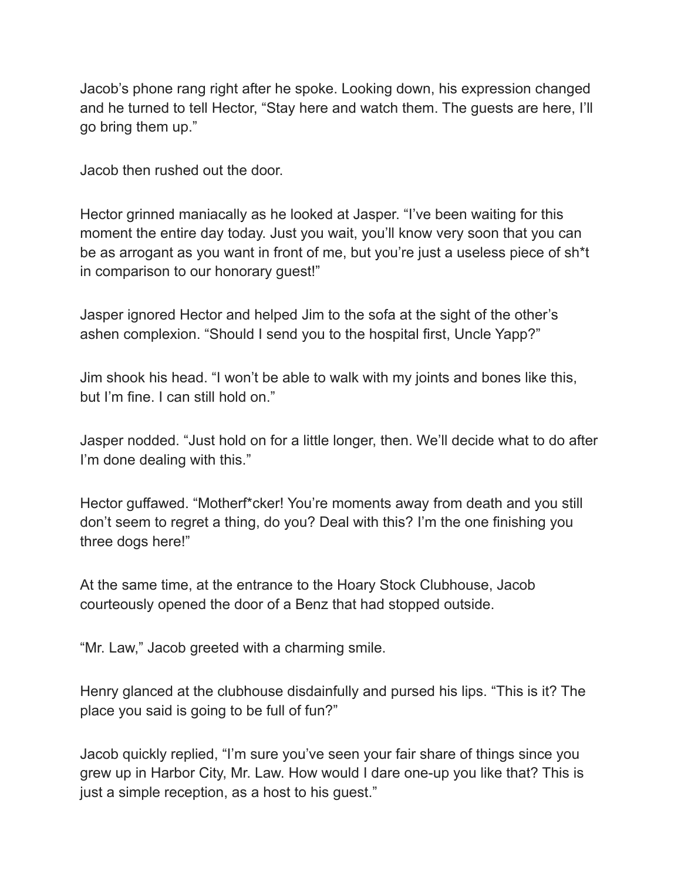Jacob's phone rang right after he spoke. Looking down, his expression changed and he turned to tell Hector, "Stay here and watch them. The guests are here, I'll go bring them up."

Jacob then rushed out the door.

Hector grinned maniacally as he looked at Jasper. "I've been waiting for this moment the entire day today. Just you wait, you'll know very soon that you can be as arrogant as you want in front of me, but you're just a useless piece of sh*t in comparison to our honorary guest!"

Jasper ignored Hector and helped Jim to the sofa at the sight of the other's ashen complexion. "Should I send you to the hospital first, Uncle Yapp?"

Jim shook his head. "I won't be able to walk with my joints and bones like this, but I'm fine. I can still hold on."

Jasper nodded. "Just hold on for a little longer, then. We'll decide what to do after I'm done dealing with this."

Hector guffawed. "Motherf*cker! You're moments away from death and you still don't seem to regret a thing, do you? Deal with this? I'm the one finishing you three dogs here!"

At the same time, at the entrance to the Hoary Stock Clubhouse, Jacob courteously opened the door of a Benz that had stopped outside.

"Mr. Law," Jacob greeted with a charming smile.

Henry glanced at the clubhouse disdainfully and pursed his lips. "This is it? The place you said is going to be full of fun?"

Jacob quickly replied, "I'm sure you've seen your fair share of things since you grew up in Harbor City, Mr. Law. How would I dare one-up you like that? This is just a simple reception, as a host to his guest."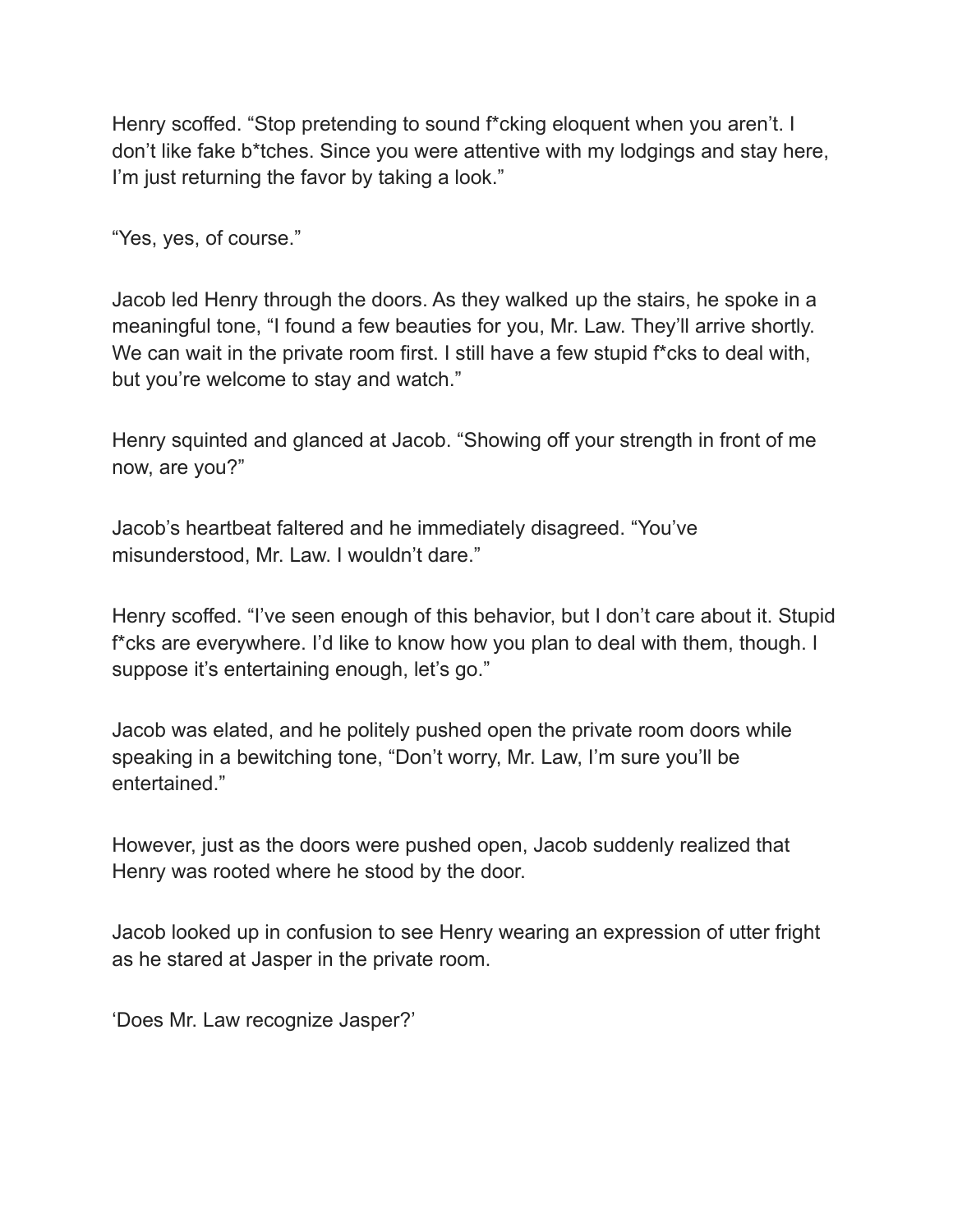Henry scoffed. "Stop pretending to sound f*cking eloquent when you aren't. I don't like fake b*tches. Since you were attentive with my lodgings and stay here, I'm just returning the favor by taking a look."

"Yes, yes, of course."

Jacob led Henry through the doors. As they walked up the stairs, he spoke in a meaningful tone, "I found a few beauties for you, Mr. Law. They'll arrive shortly. We can wait in the private room first. I still have a few stupid f*cks to deal with, but you're welcome to stay and watch."

Henry squinted and glanced at Jacob. "Showing off your strength in front of me now, are you?"

Jacob's heartbeat faltered and he immediately disagreed. "You've misunderstood, Mr. Law. I wouldn't dare."

Henry scoffed. "I've seen enough of this behavior, but I don't care about it. Stupid f*cks are everywhere. I'd like to know how you plan to deal with them, though. I suppose it's entertaining enough, let's go."

Jacob was elated, and he politely pushed open the private room doors while speaking in a bewitching tone, "Don't worry, Mr. Law, I'm sure you'll be entertained."

However, just as the doors were pushed open, Jacob suddenly realized that Henry was rooted where he stood by the door.

Jacob looked up in confusion to see Henry wearing an expression of utter fright as he stared at Jasper in the private room.

'Does Mr. Law recognize Jasper?'